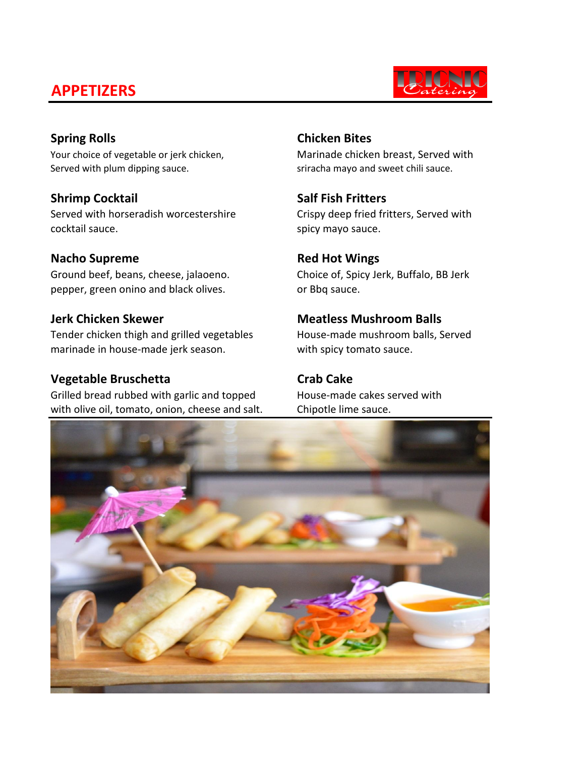# APPETIZERS

**Spring Rolls**
Your choice of vegetable or jerk chicken, Served with plum dipping sauce.

**Shrimp Cocktail**
Served with horseradish worcestershire cocktail sauce.

**Nacho Supreme**
Ground beef, beans, cheese, jalaoeno. pepper, green onino and black olives.

**Jerk Chicken Skewer**
Tender chicken thigh and grilled vegetables marinade in house-made jerk season.

**Vegetable Bruschetta**
Grilled bread rubbed with garlic and topped with olive oil, tomato, onion, cheese and salt.

**Chicken Bites**
Marinade chicken breast, Served with sriracha mayo and sweet chili sauce.

**Salf Fish Fritters**
Crispy deep fried fritters, Served with spicy mayo sauce.

**Red Hot Wings**
Choice of, Spicy Jerk, Buffalo, BB Jerk or Bbq sauce.

**Meatless Mushroom Balls**
House-made mushroom balls, Served with spicy tomato sauce.

**Crab Cake**
House-made cakes served with Chipotle lime sauce.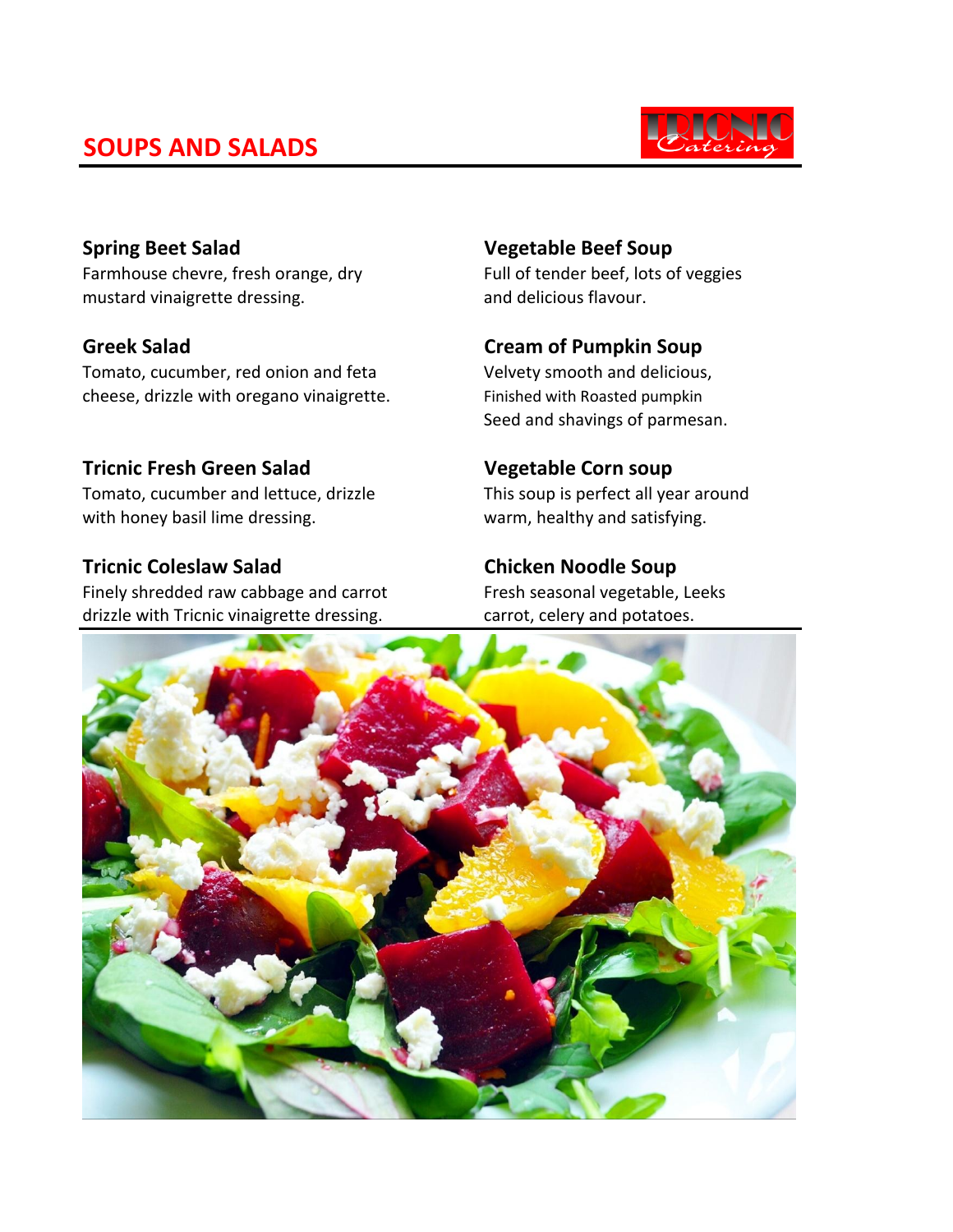# SOUPS AND SALADS

### Spring Beet Salad
Farmhouse chevre, fresh orange, dry mustard vinaigrette dressing.

### Greek Salad
Tomato, cucumber, red onion and feta cheese, drizzle with oregano vinaigrette.

### Tricnic Fresh Green Salad
Tomato, cucumber and lettuce, drizzle with honey basil lime dressing.

### Tricnic Coleslaw Salad
Finely shredded raw cabbage and carrot drizzle with Tricnic vinaigrette dressing.

### Vegetable Beef Soup
Full of tender beef, lots of veggies and delicious flavour.

### Cream of Pumpkin Soup
Velvety smooth and delicious, Finished with Roasted pumpkin Seed and shavings of parmesan.

### Vegetable Corn soup
This soup is perfect all year around warm, healthy and satisfying.

### Chicken Noodle Soup
Fresh seasonal vegetable, Leeks carrot, celery and potatoes.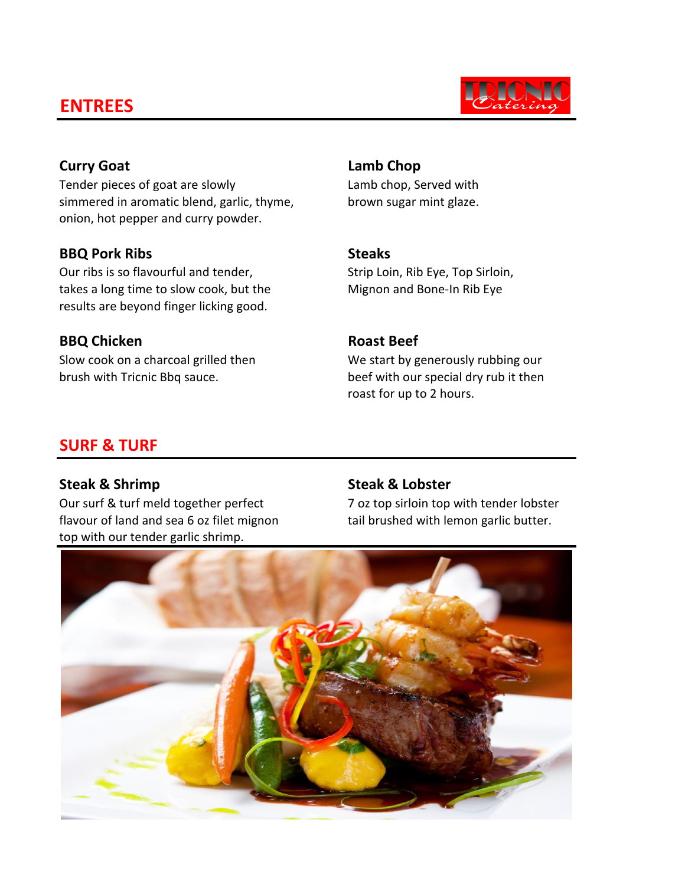## ENTREES

### Curry Goat
Tender pieces of goat are slowly simmered in aromatic blend, garlic, thyme, onion, hot pepper and curry powder.

### BBQ Pork Ribs
Our ribs is so flavourful and tender, takes a long time to slow cook, but the results are beyond finger licking good.

### BBQ Chicken
Slow cook on a charcoal grilled then brush with Tricnic Bbq sauce.

### Lamb Chop
Lamb chop, Served with brown sugar mint glaze.

### Steaks
Strip Loin, Rib Eye, Top Sirloin, Mignon and Bone-In Rib Eye

### Roast Beef
We start by generously rubbing our beef with our special dry rub it then roast for up to 2 hours.

## SURF & TURF

### Steak & Shrimp
Our surf & turf meld together perfect flavour of land and sea 6 oz filet mignon top with our tender garlic shrimp.

### Steak & Lobster
7 oz top sirloin top with tender lobster tail brushed with lemon garlic butter.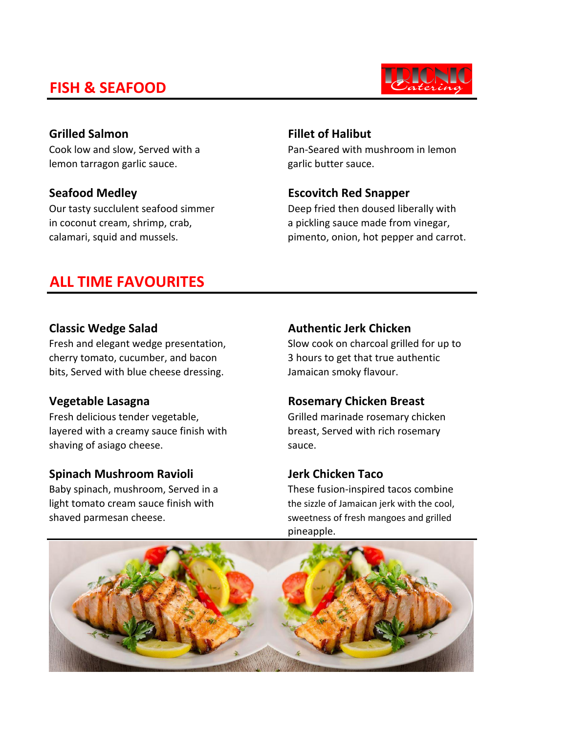## FISH & SEAFOOD

### Grilled Salmon
Cook low and slow, Served with a lemon tarragon garlic sauce.

### Seafood Medley
Our tasty succlulent seafood simmer in coconut cream, shrimp, crab, calamari, squid and mussels.

### Fillet of Halibut
Pan-Seared with mushroom in lemon garlic butter sauce.

### Escovitch Red Snapper
Deep fried then doused liberally with a pickling sauce made from vinegar, pimento, onion, hot pepper and carrot.

## ALL TIME FAVOURITES

### Classic Wedge Salad
Fresh and elegant wedge presentation, cherry tomato, cucumber, and bacon bits, Served with blue cheese dressing.

### Vegetable Lasagna
Fresh delicious tender vegetable, layered with a creamy sauce finish with shaving of asiago cheese.

### Spinach Mushroom Ravioli
Baby spinach, mushroom, Served in a light tomato cream sauce finish with shaved parmesan cheese.

### Authentic Jerk Chicken
Slow cook on charcoal grilled for up to 3 hours to get that true authentic Jamaican smoky flavour.

### Rosemary Chicken Breast
Grilled marinade rosemary chicken breast, Served with rich rosemary sauce.

### Jerk Chicken Taco
These fusion-inspired tacos combine the sizzle of Jamaican jerk with the cool, sweetness of fresh mangoes and grilled pineapple.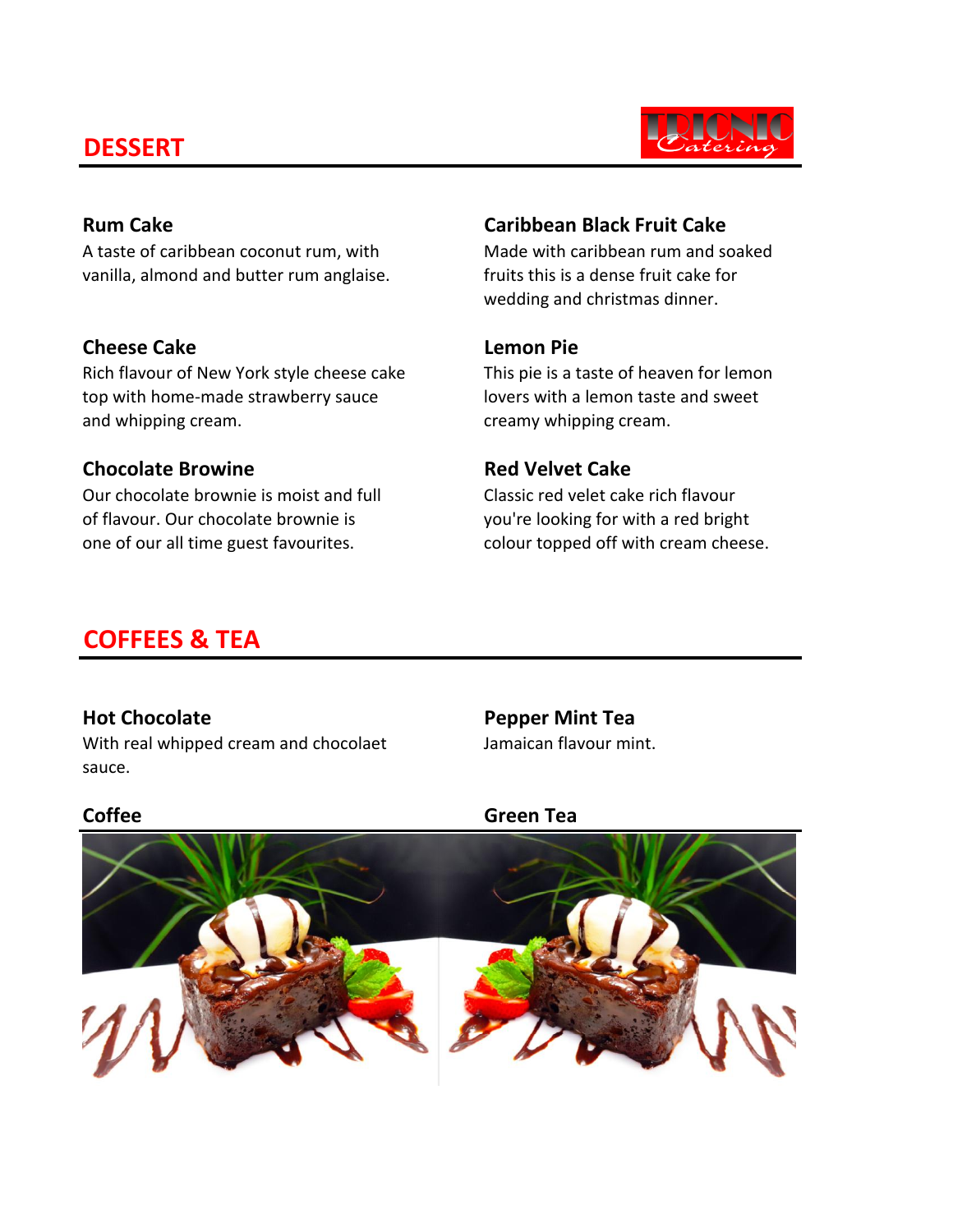## DESSERT

### Rum Cake
A taste of caribbean coconut rum, with vanilla, almond and butter rum anglaise.

### Caribbean Black Fruit Cake
Made with caribbean rum and soaked fruits this is a dense fruit cake for wedding and christmas dinner.

### Cheese Cake
Rich flavour of New York style cheese cake top with home-made strawberry sauce and whipping cream.

### Lemon Pie
This pie is a taste of heaven for lemon lovers with a lemon taste and sweet creamy whipping cream.

### Chocolate Browine
Our chocolate brownie is moist and full of flavour. Our chocolate brownie is one of our all time guest favourites.

### Red Velvet Cake
Classic red velet cake rich flavour you're looking for with a red bright colour topped off with cream cheese.

## COFFEES & TEA

### Hot Chocolate
With real whipped cream and chocolaet sauce.

### Pepper Mint Tea
Jamaican flavour mint.

### Coffee

### Green Tea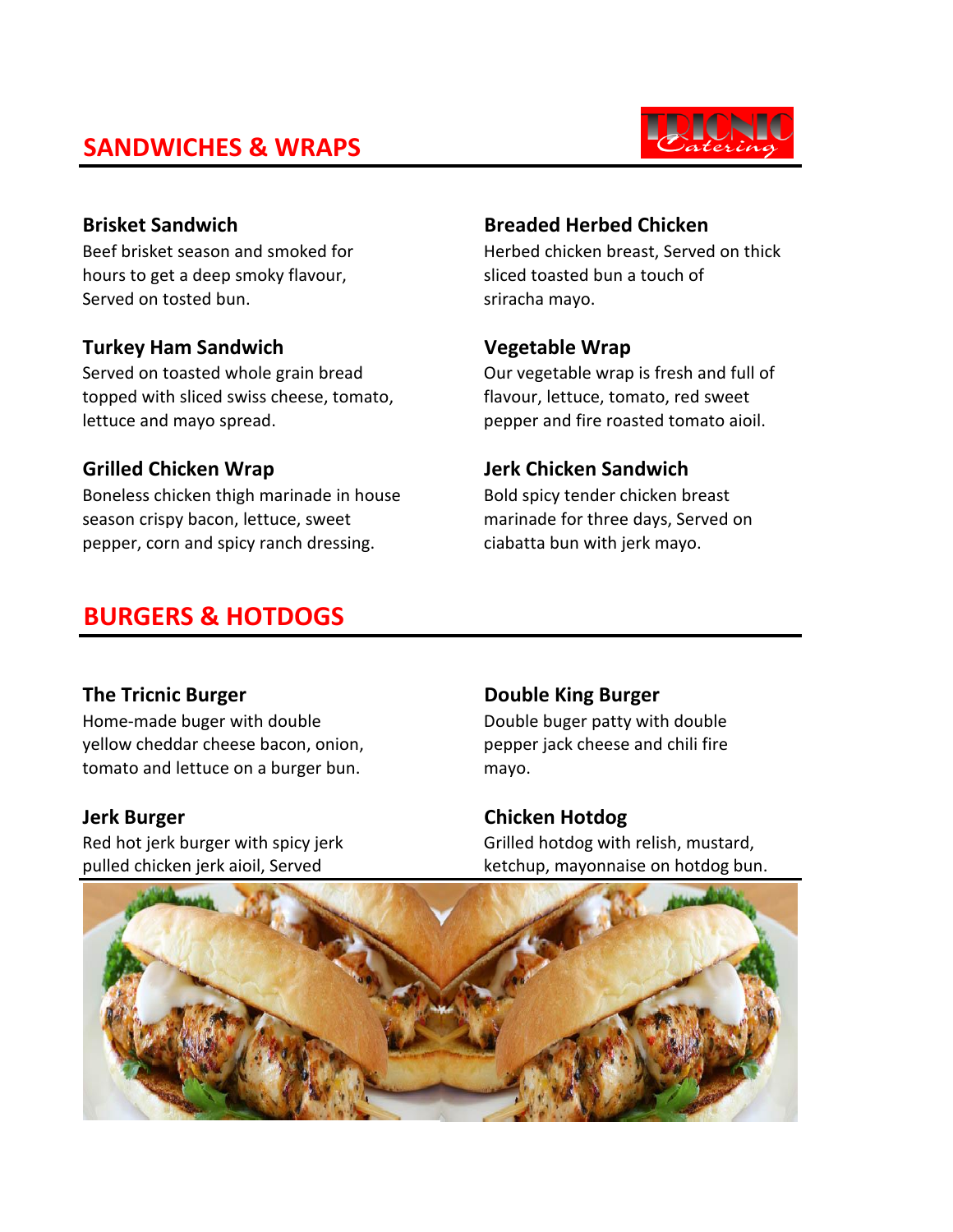## SANDWICHES & WRAPS

TRICNIC Catering

### Brisket Sandwich

Beef brisket season and smoked for hours to get a deep smoky flavour, Served on tosted bun.

### Turkey Ham Sandwich

Served on toasted whole grain bread topped with sliced swiss cheese, tomato, lettuce and mayo spread.

### Grilled Chicken Wrap

Boneless chicken thigh marinade in house season crispy bacon, lettuce, sweet pepper, corn and spicy ranch dressing.

### Breaded Herbed Chicken

Herbed chicken breast, Served on thick sliced toasted bun a touch of sriracha mayo.

### Vegetable Wrap

Our vegetable wrap is fresh and full of flavour, lettuce, tomato, red sweet pepper and fire roasted tomato aioil.

### Jerk Chicken Sandwich

Bold spicy tender chicken breast marinade for three days, Served on ciabatta bun with jerk mayo.

## BURGERS & HOTDOGS

### The Tricnic Burger

Home-made buger with double yellow cheddar cheese bacon, onion, tomato and lettuce on a burger bun.

### Jerk Burger

Red hot jerk burger with spicy jerk pulled chicken jerk aioil, Served

### Double King Burger

Double buger patty with double pepper jack cheese and chili fire mayo.

### Chicken Hotdog

Grilled hotdog with relish, mustard, ketchup, mayonnaise on hotdog bun.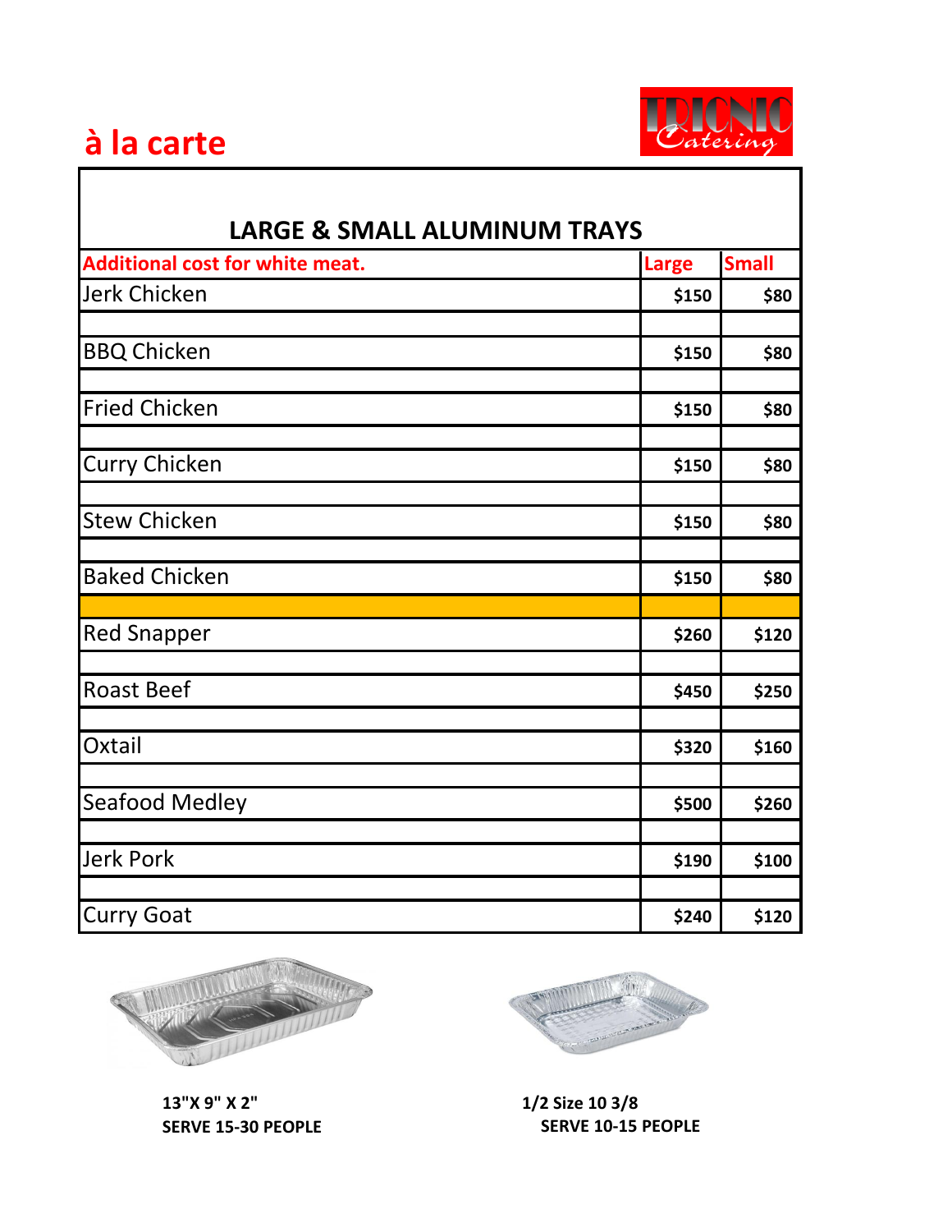# à la carte

TRICNIC Catering

## LARGE & SMALL ALUMINUM TRAYS

| Additional cost for white meat. | Large | Small |
|---|---|---|
| Jerk Chicken | $150 | $80 |
| BBQ Chicken | $150 | $80 |
| Fried Chicken | $150 | $80 |
| Curry Chicken | $150 | $80 |
| Stew Chicken | $150 | $80 |
| Baked Chicken | $150 | $80 |
| Red Snapper | $260 | $120 |
| Roast Beef | $450 | $250 |
| Oxtail | $320 | $160 |
| Seafood Medley | $500 | $260 |
| Jerk Pork | $190 | $100 |
| Curry Goat | $240 | $120 |

**13"X 9" X 2"**
**SERVE 15-30 PEOPLE**

**1/2 Size 10 3/8**
**SERVE 10-15 PEOPLE**